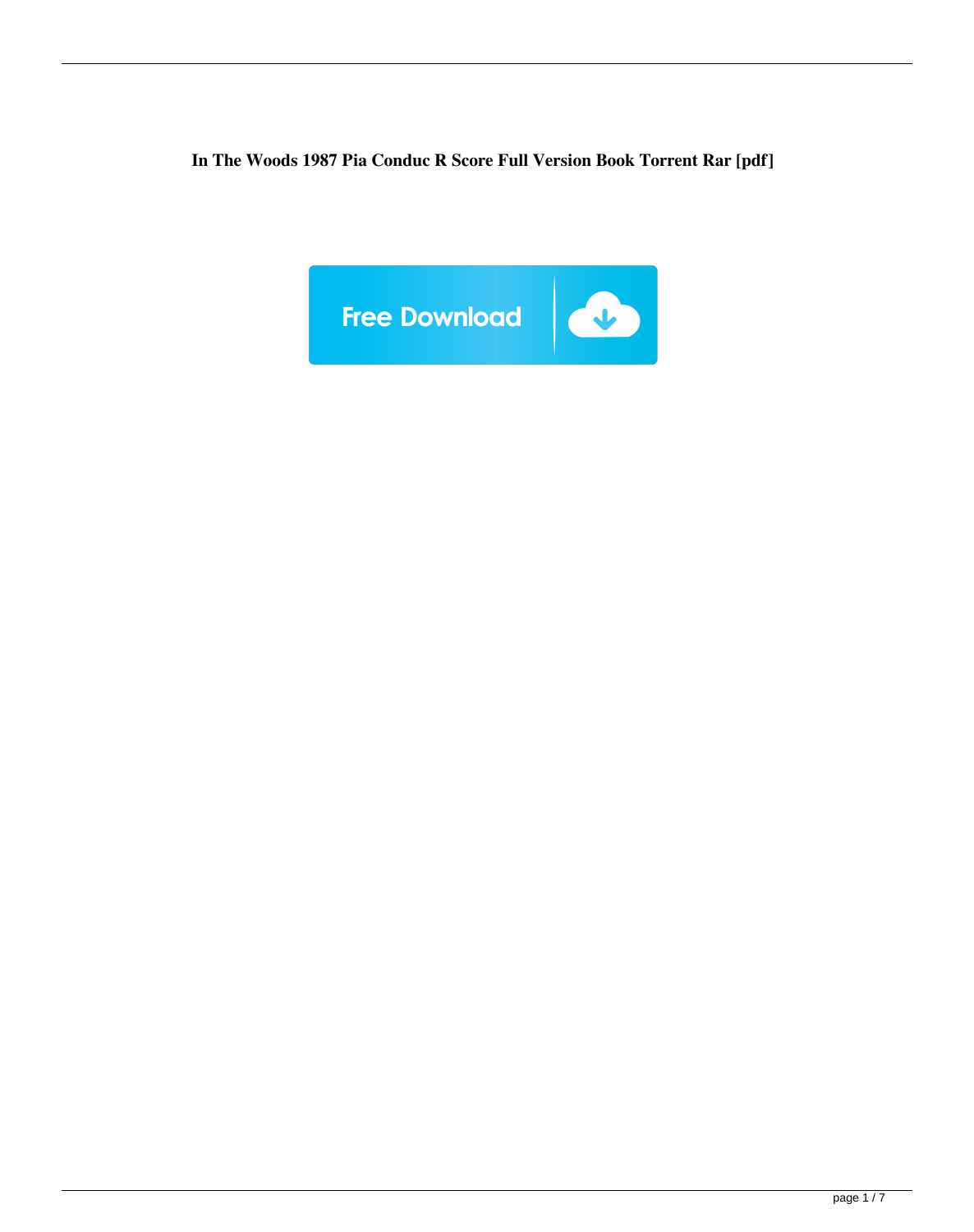**In The Woods 1987 Pia Conduc R Score Full Version Book Torrent Rar [pdf]**

Free Download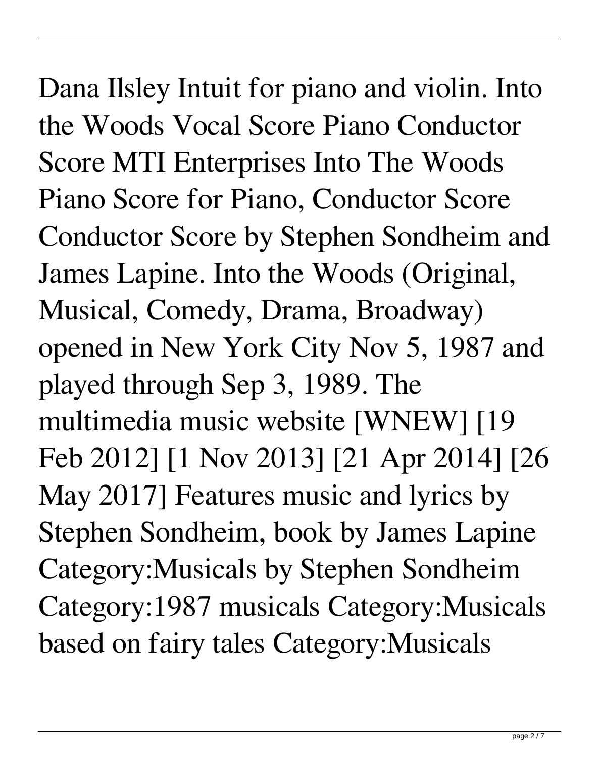Dana Ilsley Intuit for piano and violin. Into the Woods Vocal Score Piano Conductor Score MTI Enterprises Into The Woods Piano Score for Piano, Conductor Score Conductor Score by Stephen Sondheim and James Lapine. Into the Woods (Original, Musical, Comedy, Drama, Broadway) opened in New York City Nov 5, 1987 and played through Sep 3, 1989. The multimedia music website [WNEW] [19 Feb 2012] [1 Nov 2013] [21 Apr 2014] [26 May 2017] Features music and lyrics by Stephen Sondheim, book by James Lapine Category:Musicals by Stephen Sondheim Category:1987 musicals Category:Musicals based on fairy tales Category:Musicals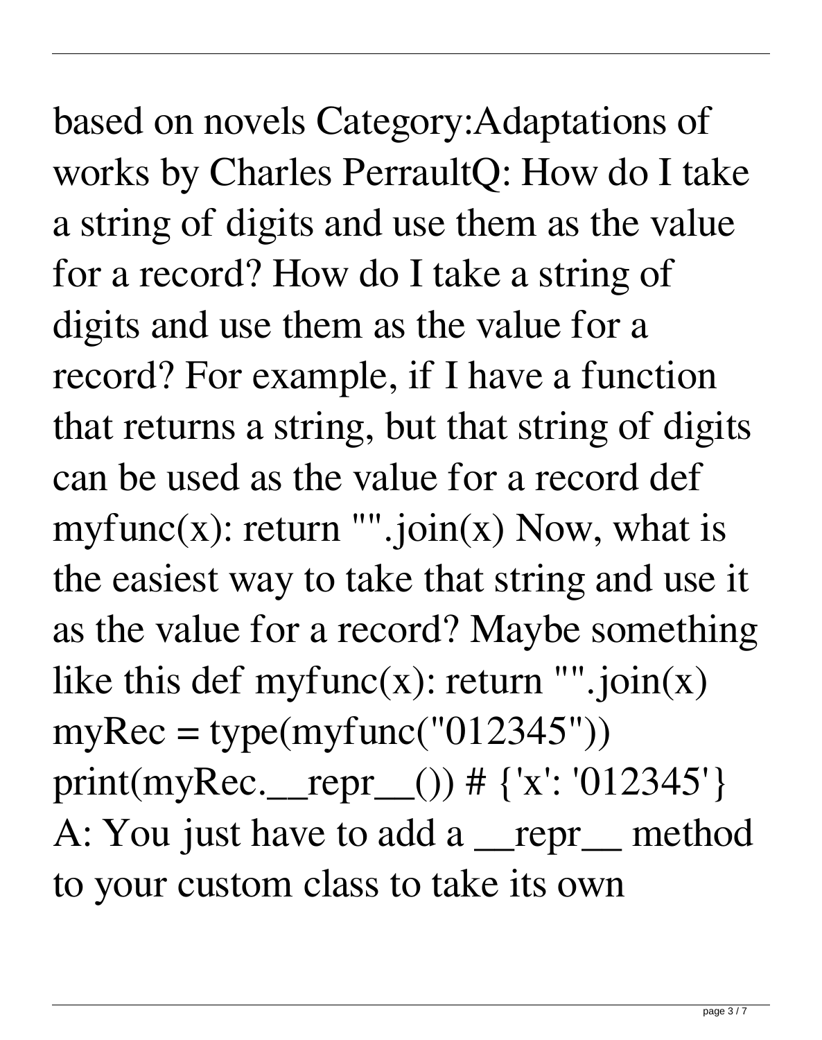based on novels Category:Adaptations of works by Charles PerraultQ: How do I take a string of digits and use them as the value for a record? How do I take a string of digits and use them as the value for a record? For example, if I have a function that returns a string, but that string of digits can be used as the value for a record def myfunc(x): return "".join(x) Now, what is the easiest way to take that string and use it as the value for a record? Maybe something like this def myfunc(x): return "".join(x) myRec = type(myfunc("012345")) print(myRec.__repr__()) # {'x': '012345'} A: You just have to add a __repr__ method to your custom class to take its own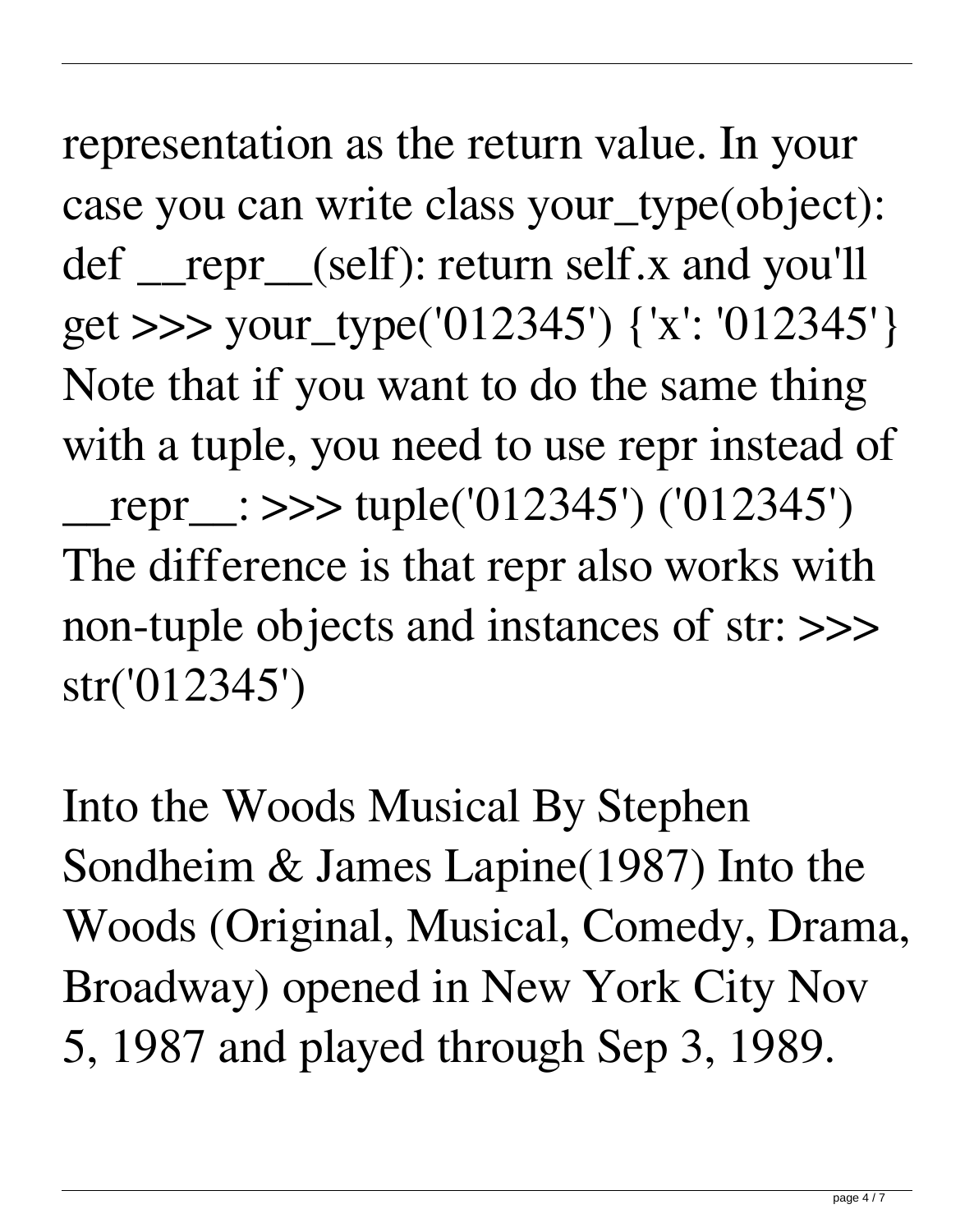representation as the return value. In your case you can write class your_type(object): def __repr__(self): return self.x and you'll get >>> your_type('012345') {'x': '012345'} Note that if you want to do the same thing with a tuple, you need to use repr instead of __repr__: >>> tuple('012345') ('012345') The difference is that repr also works with non-tuple objects and instances of str: >>> str('012345')

Into the Woods Musical By Stephen Sondheim & James Lapine(1987) Into the Woods (Original, Musical, Comedy, Drama, Broadway) opened in New York City Nov 5, 1987 and played through Sep 3, 1989.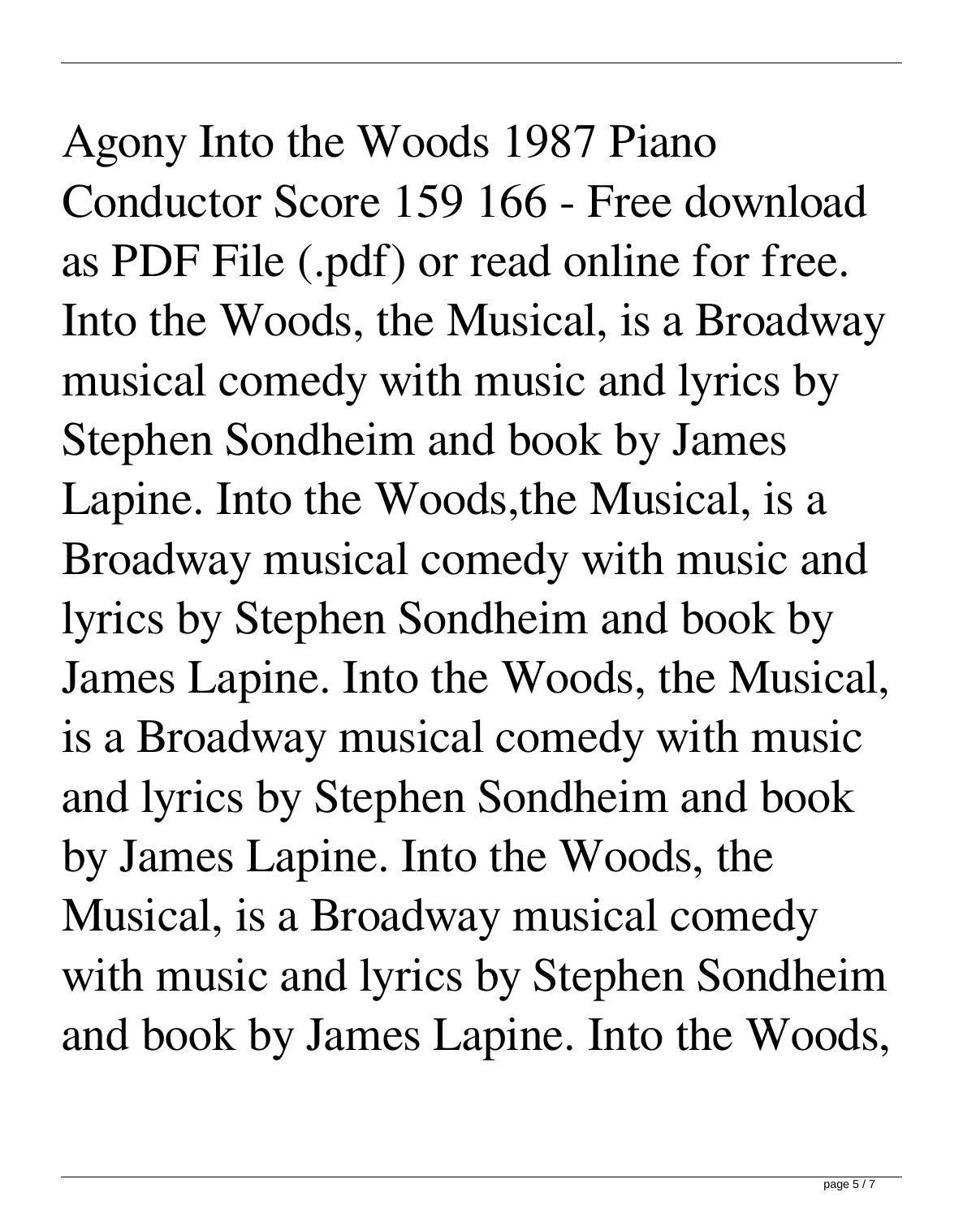Agony Into the Woods 1987 Piano Conductor Score 159 166 - Free download as PDF File (.pdf) or read online for free. Into the Woods, the Musical, is a Broadway musical comedy with music and lyrics by Stephen Sondheim and book by James Lapine. Into the Woods,the Musical, is a Broadway musical comedy with music and lyrics by Stephen Sondheim and book by James Lapine. Into the Woods, the Musical, is a Broadway musical comedy with music and lyrics by Stephen Sondheim and book by James Lapine. Into the Woods, the Musical, is a Broadway musical comedy with music and lyrics by Stephen Sondheim and book by James Lapine. Into the Woods,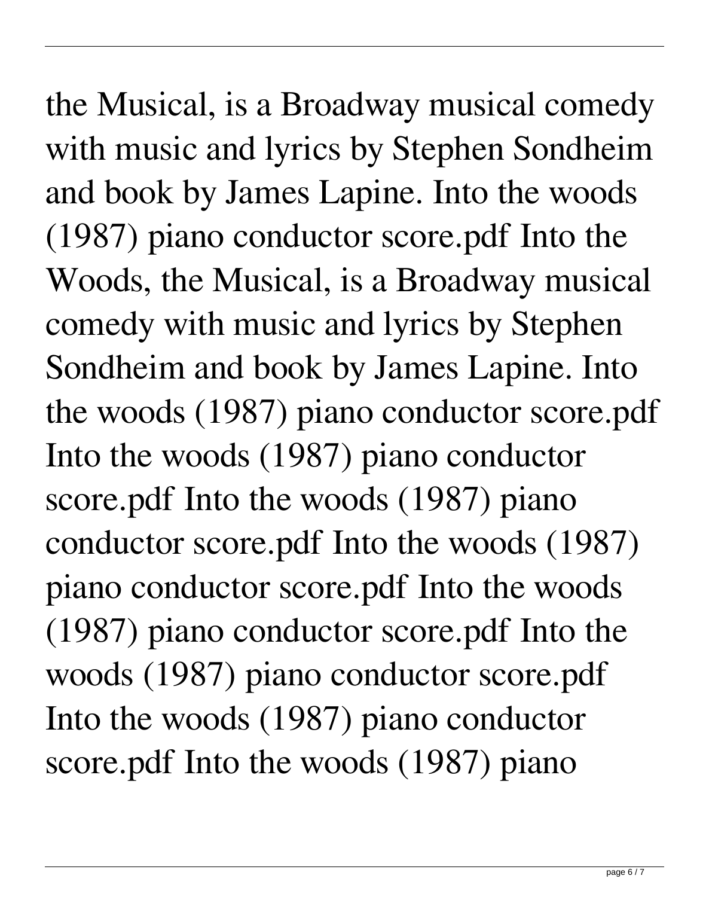the Musical, is a Broadway musical comedy with music and lyrics by Stephen Sondheim and book by James Lapine. Into the woods (1987) piano conductor score.pdf Into the Woods, the Musical, is a Broadway musical comedy with music and lyrics by Stephen Sondheim and book by James Lapine. Into the woods (1987) piano conductor score.pdf Into the woods (1987) piano conductor score.pdf Into the woods (1987) piano conductor score.pdf Into the woods (1987) piano conductor score.pdf Into the woods (1987) piano conductor score.pdf Into the woods (1987) piano conductor score.pdf Into the woods (1987) piano conductor score.pdf Into the woods (1987) piano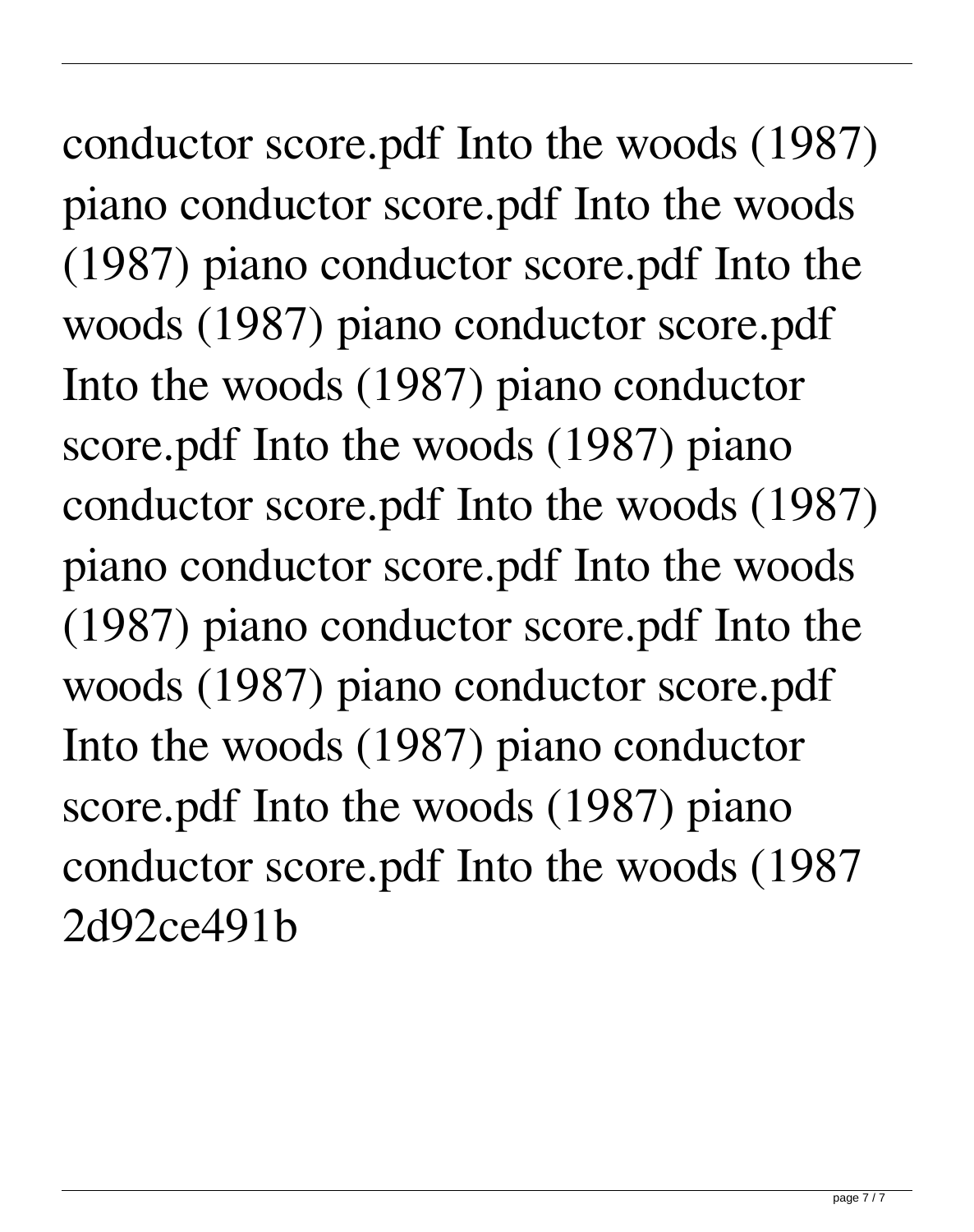conductor score.pdf Into the woods (1987) piano conductor score.pdf Into the woods (1987) piano conductor score.pdf Into the woods (1987) piano conductor score.pdf Into the woods (1987) piano conductor score.pdf Into the woods (1987) piano conductor score.pdf Into the woods (1987) piano conductor score.pdf Into the woods (1987) piano conductor score.pdf Into the woods (1987) piano conductor score.pdf Into the woods (1987) piano conductor score.pdf Into the woods (1987) piano conductor score.pdf Into the woods (1987
2d92ce491b